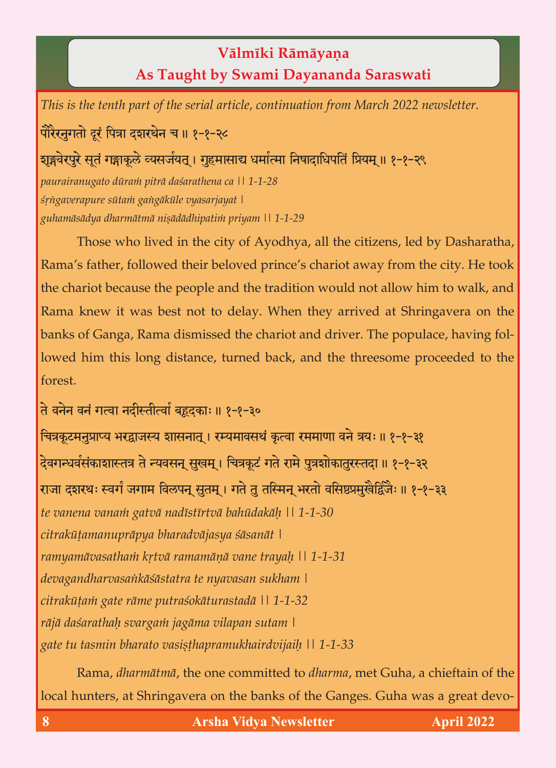## Vālmīki Rāmāyaṇa
## As Taught by Swami Dayananda Saraswati

*This is the tenth part of the serial article, continuation from March 2022 newsletter.*

पौरैरनुगतो दूरं पित्रा दशरथेन च ॥ १-१-२८

शृङ्गवेरपुरे सूतं गङ्गाकूले व्यसर्जयत्। गुहमासाद्य धर्मात्मा निषादाधिपतिं प्रियम्॥ १-१-२९

*paurairanugato dūraṁ pitrā daśarathena ca || 1-1-28*
*śṛṅgaverapure sūtaṁ gaṅgākūle vyasarjayat |*
*guhamāsādya dharmātmā niṣādādhipatiṁ priyam || 1-1-29*

Those who lived in the city of Ayodhya, all the citizens, led by Dasharatha, Rama's father, followed their beloved prince's chariot away from the city. He took the chariot because the people and the tradition would not allow him to walk, and Rama knew it was best not to delay. When they arrived at Shringavera on the banks of Ganga, Rama dismissed the chariot and driver. The populace, having followed him this long distance, turned back, and the threesome proceeded to the forest.

ते वनेन वनं गत्वा नदीस्तीर्त्वा बहूदकाः॥ १-१-३०

चित्रकूटमनुप्राप्य भरद्वाजस्य शासनात्। रम्यमावसथं कृत्वा रममाणा वने त्रयः॥ १-१-३१

देवगन्धर्वसंकाशास्तत्र ते न्यवसन् सुखम्। चित्रकूटं गते रामे पुत्रशोकातुरस्तदा॥ १-१-३२

राजा दशरथः स्वर्गं जगाम विलपन् सुतम्। गते तु तस्मिन् भरतो वसिष्ठप्रमुखैर्द्विजैः॥ १-१-३३

*te vanena vanaṁ gatvā nadīstīrtvā bahūdakāḥ || 1-1-30*
*citrakūṭamanuprāpya bharadvājasya śāsanāt |*
*ramyamāvasathaṁ kṛtvā ramamāṇā vane trayaḥ || 1-1-31*
*devagandharvasaṅkāśāstatra te nyavasan sukham |*
*citrakūṭaṁ gate rāme putraśokāturastadā || 1-1-32*
*rājā daśarathaḥ svargaṁ jagāma vilapan sutam |*
*gate tu tasmin bharato vasiṣṭhapramukhairdvijaiḥ || 1-1-33*

Rama, *dharmātmā*, the one committed to *dharma*, met Guha, a chieftain of the local hunters, at Shringavera on the banks of the Ganges. Guha was a great devo-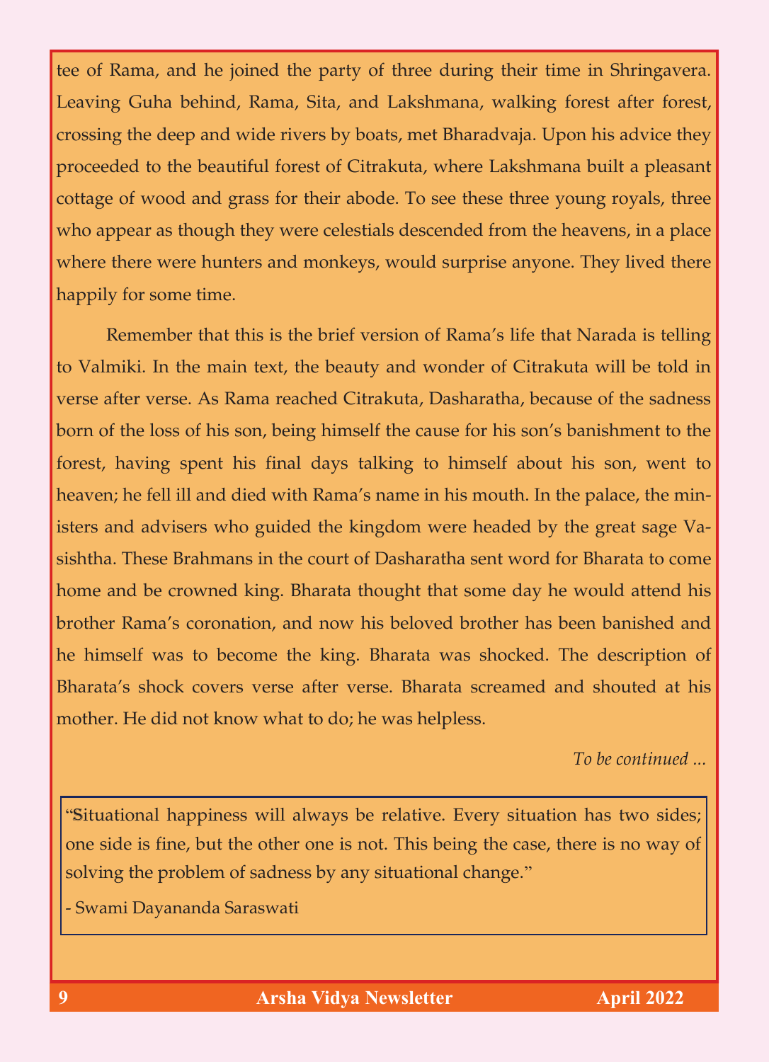tee of Rama, and he joined the party of three during their time in Shringavera. Leaving Guha behind, Rama, Sita, and Lakshmana, walking forest after forest, crossing the deep and wide rivers by boats, met Bharadvaja. Upon his advice they proceeded to the beautiful forest of Citrakuta, where Lakshmana built a pleasant cottage of wood and grass for their abode. To see these three young royals, three who appear as though they were celestials descended from the heavens, in a place where there were hunters and monkeys, would surprise anyone. They lived there happily for some time.

Remember that this is the brief version of Rama's life that Narada is telling to Valmiki. In the main text, the beauty and wonder of Citrakuta will be told in verse after verse. As Rama reached Citrakuta, Dasharatha, because of the sadness born of the loss of his son, being himself the cause for his son's banishment to the forest, having spent his final days talking to himself about his son, went to heaven; he fell ill and died with Rama's name in his mouth. In the palace, the ministers and advisers who guided the kingdom were headed by the great sage Vasishtha. These Brahmans in the court of Dasharatha sent word for Bharata to come home and be crowned king. Bharata thought that some day he would attend his brother Rama's coronation, and now his beloved brother has been banished and he himself was to become the king. Bharata was shocked. The description of Bharata's shock covers verse after verse. Bharata screamed and shouted at his mother. He did not know what to do; he was helpless.

*To be continued ...*

"Situational happiness will always be relative. Every situation has two sides; one side is fine, but the other one is not. This being the case, there is no way of solving the problem of sadness by any situational change."

- Swami Dayananda Saraswati